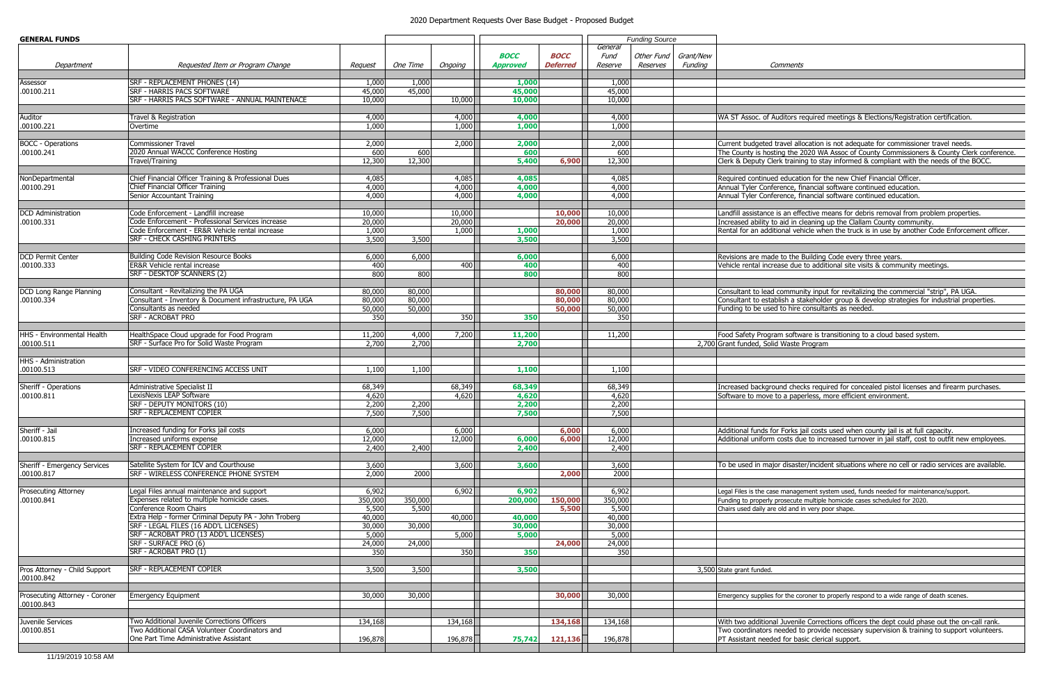# 2020 Department Requests Over Base Budget - Proposed Budget

| GENERAL FUNDS | | | | | | | Funding Source | | | |
|---|---|---|---|---|---|---|---|---|---|---|
| Department | Requested Item or Program Change | Request | One Time | Ongoing | BOCC Approved | BOCC Deferred | General Fund Reserve | Other Fund Reserves | Grant/New Funding | Comments |
| Assessor | SRF - REPLACEMENT PHONES (14) | 1,000 | 1,000 | | 1,000 | | 1,000 | | | |
| .00100.211 | SRF - HARRIS PACS SOFTWARE | 45,000 | 45,000 | | 45,000 | | 45,000 | | | |
| | SRF - HARRIS PACS SOFTWARE - ANNUAL MAINTENACE | 10,000 | | 10,000 | 10,000 | | 10,000 | | | |
| Auditor | Travel & Registration | 4,000 | | 4,000 | 4,000 | | 4,000 | | | WA ST Assoc. of Auditors required meetings & Elections/Registration certification. |
| .00100.221 | Overtime | 1,000 | | 1,000 | 1,000 | | 1,000 | | | |
| BOCC - Operations | Commissioner Travel | 2,000 | | 2,000 | 2,000 | | 2,000 | | | Current budgeted travel allocation is not adequate for commissioner travel needs. |
| .00100.241 | 2020 Annual WACCC Conference Hosting | 600 | 600 | | 600 | | 600 | | | The County is hosting the 2020 WA Assoc of County Commissioners & County Clerk conference. |
| | Travel/Training | 12,300 | 12,300 | | 5,400 | 6,900 | 12,300 | | | Clerk & Deputy Clerk training to stay informed & compliant with the needs of the BOCC. |
| NonDepartmental | Chief Financial Officer Training & Professional Dues | 4,085 | | 4,085 | 4,085 | | 4,085 | | | Required continued education for the new Chief Financial Officer. |
| .00100.291 | Chief Financial Officer Training | 4,000 | | 4,000 | 4,000 | | 4,000 | | | Annual Tyler Conference, financial software continued education. |
| | Senior Accountant Training | 4,000 | | 4,000 | 4,000 | | 4,000 | | | Annual Tyler Conference, financial software continued education. |
| DCD Administration | Code Enforcement - Landfill increase | 10,000 | | 10,000 | | 10,000 | 10,000 | | | Landfill assistance is an effective means for debris removal from problem properties. |
| .00100.331 | Code Enforcement - Professional Services increase | 20,000 | | 20,000 | | 20,000 | 20,000 | | | Increased ability to aid in cleaning up the Clallam County community. |
| | Code Enforcement - ER&R Vehicle rental increase | 1,000 | | 1,000 | 1,000 | | 1,000 | | | Rental for an additional vehicle when the truck is in use by another Code Enforcement officer. |
| | SRF - CHECK CASHING PRINTERS | 3,500 | 3,500 | | 3,500 | | 3,500 | | | |
| DCD Permit Center | Building Code Revision Resource Books | 6,000 | 6,000 | | 6,000 | | 6,000 | | | Revisions are made to the Building Code every three years. |
| .00100.333 | ER&R Vehicle rental increase | 400 | | 400 | 400 | | 400 | | | Vehicle rental increase due to additional site visits & community meetings. |
| | SRF - DESKTOP SCANNERS (2) | 800 | 800 | | 800 | | 800 | | | |
| DCD Long Range Planning | Consultant - Revitalizing the PA UGA | 80,000 | 80,000 | | | 80,000 | 80,000 | | | Consultant to lead community input for revitalizing the commercial "strip", PA UGA. |
| .00100.334 | Consultant - Inventory & Document infrastructure, PA UGA | 80,000 | 80,000 | | | 80,000 | 80,000 | | | Consultant to establish a stakeholder group & develop strategies for industrial properties. |
| | Consultants as needed | 50,000 | 50,000 | | | 50,000 | 50,000 | | | Funding to be used to hire consultants as needed. |
| | SRF - ACROBAT PRO | 350 | | 350 | 350 | | 350 | | | |
| HHS - Environmental Health | HealthSpace Cloud upgrade for Food Program | 11,200 | 4,000 | 7,200 | 11,200 | | 11,200 | | | Food Safety Program software is transitioning to a cloud based system. |
| .00100.511 | SRF - Surface Pro for Solid Waste Program | 2,700 | 2,700 | | 2,700 | | | | 2,700 | Grant funded, Solid Waste Program |
| HHS - Administration .00100.513 | SRF - VIDEO CONFERENCING ACCESS UNIT | 1,100 | 1,100 | | 1,100 | | 1,100 | | | |
| Sheriff - Operations | Administrative Specialist II | 68,349 | | 68,349 | 68,349 | | 68,349 | | | Increased background checks required for concealed pistol licenses and firearm purchases. |
| .00100.811 | LexisNexis LEAP Software | 4,620 | | 4,620 | 4,620 | | 4,620 | | | Software to move to a paperless, more efficient environment. |
| | SRF - DEPUTY MONITORS (10) | 2,200 | 2,200 | | 2,200 | | 2,200 | | | |
| | SRF - REPLACEMENT COPIER | 7,500 | 7,500 | | 7,500 | | 7,500 | | | |
| Sheriff - Jail | Increased funding for Forks jail costs | 6,000 | | 6,000 | | 6,000 | 6,000 | | | Additional funds for Forks jail costs used when county jail is at full capacity. |
| .00100.815 | Increased uniforms expense | 12,000 | | 12,000 | 6,000 | 6,000 | 12,000 | | | Additional uniform costs due to increased turnover in jail staff, cost to outfit new employees. |
| | SRF - REPLACEMENT COPIER | 2,400 | 2,400 | | 2,400 | | 2,400 | | | |
| Sheriff - Emergency Services | Satellite System for ICV and Courthouse | 3,600 | | 3,600 | 3,600 | | 3,600 | | | To be used in major disaster/incident situations where no cell or radio services are available. |
| .00100.817 | SRF - WIRELESS CONFERENCE PHONE SYSTEM | 2,000 | 2000 | | | 2,000 | 2000 | | | |
| Prosecuting Attorney | Legal Files annual maintenance and support | 6,902 | | 6,902 | 6,902 | | 6,902 | | | Legal Files is the case management system used, funds needed for maintenance/support. |
| .00100.841 | Expenses related to multiple homicide cases. | 350,000 | 350,000 | | 200,000 | 150,000 | 350,000 | | | Funding to properly prosecute multiple homicide cases scheduled for 2020. |
| | Conference Room Chairs | 5,500 | 5,500 | | | 5,500 | 5,500 | | | Chairs used daily are old and in very poor shape. |
| | Extra Help - former Criminal Deputy PA - John Troberg | 40,000 | | 40,000 | 40,000 | | 40,000 | | | |
| | SRF - LEGAL FILES (16 ADD'L LICENSES) | 30,000 | 30,000 | | 30,000 | | 30,000 | | | |
| | SRF - ACROBAT PRO (13 ADD'L LICENSES) | 5,000 | | 5,000 | 5,000 | | 5,000 | | | |
| | SRF - SURFACE PRO (6) | 24,000 | 24,000 | | | 24,000 | 24,000 | | | |
| | SRF - ACROBAT PRO (1) | 350 | | 350 | 350 | | 350 | | | |
| Pros Attorney - Child Support .00100.842 | SRF - REPLACEMENT COPIER | 3,500 | 3,500 | | 3,500 | | | | 3,500 | State grant funded. |
| Prosecuting Attorney - Coroner .00100.843 | Emergency Equipment | 30,000 | 30,000 | | | 30,000 | 30,000 | | | Emergency supplies for the coroner to properly respond to a wide range of death scenes. |
| Juvenile Services | Two Additional Juvenile Corrections Officers | 134,168 | | 134,168 | | 134,168 | 134,168 | | | With two additional Juvenile Corrections officers the dept could phase out the on-call rank. |
| .00100.851 | Two Additional CASA Volunteer Coordinators and One Part Time Administrative Assistant | 196,878 | | 196,878 | 75,742 | 121,136 | 196,878 | | | Two coordinators needed to provide necessary supervision & training to support volunteers. PT Assistant needed for basic clerical support. |

11/19/2019 10:58 AM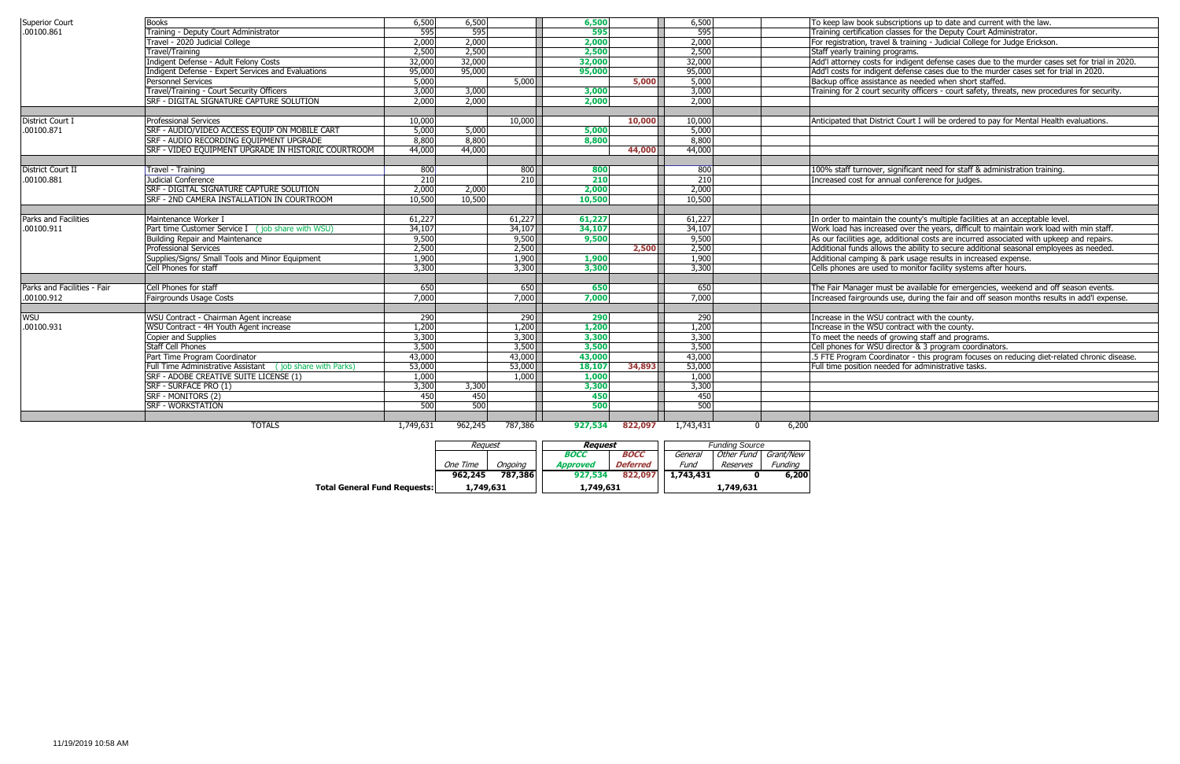| Department | Item | Total | One Time | Ongoing | BOCC Approved | BOCC Deferred | General Fund | Other Fund Reserves | Grant/New Funding | Justification |
|---|---|---|---|---|---|---|---|---|---|---|
| Superior Court .00100.861 | Books | 6,500 | 6,500 | | 6,500 | | 6,500 | | | To keep law book subscriptions up to date and current with the law. |
| | Training - Deputy Court Administrator | 595 | 595 | | 595 | | 595 | | | Training certification classes for the Deputy Court Administrator. |
| | Travel - 2020 Judicial College | 2,000 | 2,000 | | 2,000 | | 2,000 | | | For registration, travel & training - Judicial College for Judge Erickson. |
| | Travel/Training | 2,500 | 2,500 | | 2,500 | | 2,500 | | | Staff yearly training programs. |
| | Indigent Defense - Adult Felony Costs | 32,000 | 32,000 | | 32,000 | | 32,000 | | | Add'l attorney costs for indigent defense cases due to the murder cases set for trial in 2020. |
| | Indigent Defense - Expert Services and Evaluations | 95,000 | 95,000 | | 95,000 | | 95,000 | | | Add'l costs for indigent defense cases due to the murder cases set for trial in 2020. |
| | Personnel Services | 5,000 | | 5,000 | | 5,000 | 5,000 | | | Backup office assistance as needed when short staffed. |
| | Travel/Training - Court Security Officers | 3,000 | 3,000 | | 3,000 | | 3,000 | | | Training for 2 court security officers - court safety, threats, new procedures for security. |
| | SRF - DIGITAL SIGNATURE CAPTURE SOLUTION | 2,000 | 2,000 | | 2,000 | | 2,000 | | | |
| District Court I .00100.871 | Professional Services | 10,000 | | 10,000 | | 10,000 | 10,000 | | | Anticipated that District Court I will be ordered to pay for Mental Health evaluations. |
| | SRF - AUDIO/VIDEO ACCESS EQUIP ON MOBILE CART | 5,000 | 5,000 | | 5,000 | | 5,000 | | | |
| | SRF - AUDIO RECORDING EQUIPMENT UPGRADE | 8,800 | 8,800 | | 8,800 | | 8,800 | | | |
| | SRF - VIDEO EQUIPMENT UPGRADE IN HISTORIC COURTROOM | 44,000 | 44,000 | | | 44,000 | 44,000 | | | |
| District Court II .00100.881 | Travel - Training | 800 | | 800 | 800 | | 800 | | | 100% staff turnover, significant need for staff & administration training. |
| | Judicial Conference | 210 | | 210 | 210 | | 210 | | | Increased cost for annual conference for judges. |
| | SRF - DIGITAL SIGNATURE CAPTURE SOLUTION | 2,000 | 2,000 | | 2,000 | | 2,000 | | | |
| | SRF - 2ND CAMERA INSTALLATION IN COURTROOM | 10,500 | 10,500 | | 10,500 | | 10,500 | | | |
| Parks and Facilities .00100.911 | Maintenance Worker I | 61,227 | | 61,227 | 61,227 | | 61,227 | | | In order to maintain the county's multiple facilities at an acceptable level. |
| | Part time Customer Service I ( job share with WSU) | 34,107 | | 34,107 | 34,107 | | 34,107 | | | Work load has increased over the years, difficult to maintain work load with min staff. |
| | Building Repair and Maintenance | 9,500 | | 9,500 | 9,500 | | 9,500 | | | As our facilities age, additional costs are incurred associated with upkeep and repairs. |
| | Professional Services | 2,500 | | 2,500 | | 2,500 | 2,500 | | | Additional funds allows the ability to secure additional seasonal employees as needed. |
| | Supplies/Signs/ Small Tools and Minor Equipment | 1,900 | | 1,900 | 1,900 | | 1,900 | | | Additional camping & park usage results in increased expense. |
| | Cell Phones for staff | 3,300 | | 3,300 | 3,300 | | 3,300 | | | Cells phones are used to monitor facility systems after hours. |
| Parks and Facilities - Fair .00100.912 | Cell Phones for staff | 650 | | 650 | 650 | | 650 | | | The Fair Manager must be available for emergencies, weekend and off season events. |
| | Fairgrounds Usage Costs | 7,000 | | 7,000 | 7,000 | | 7,000 | | | Increased fairgrounds use, during the fair and off season months results in add'l expense. |
| WSU .00100.931 | WSU Contract - Chairman Agent increase | 290 | | 290 | 290 | | 290 | | | Increase in the WSU contract with the county. |
| | WSU Contract - 4H Youth Agent increase | 1,200 | | 1,200 | 1,200 | | 1,200 | | | Increase in the WSU contract with the county. |
| | Copier and Supplies | 3,300 | | 3,300 | 3,300 | | 3,300 | | | To meet the needs of growing staff and programs. |
| | Staff Cell Phones | 3,500 | | 3,500 | 3,500 | | 3,500 | | | Cell phones for WSU director & 3 program coordinators. |
| | Part Time Program Coordinator | 43,000 | | 43,000 | 43,000 | | 43,000 | | | .5 FTE Program Coordinator - this program focuses on reducing diet-related chronic disease. |
| | Full Time Administrative Assistant ( job share with Parks) | 53,000 | | 53,000 | 18,107 | 34,893 | 53,000 | | | Full time position needed for administrative tasks. |
| | SRF - ADOBE CREATIVE SUITE LICENSE (1) | 1,000 | | 1,000 | 1,000 | | 1,000 | | | |
| | SRF - SURFACE PRO (1) | 3,300 | 3,300 | | 3,300 | | 3,300 | | | |
| | SRF - MONITORS (2) | 450 | 450 | | 450 | | 450 | | | |
| | SRF - WORKSTATION | 500 | 500 | | 500 | | 500 | | | |
| | TOTALS | 1,749,631 | 962,245 | 787,386 | 927,534 | 822,097 | 1,743,431 | 0 | 6,200 | |

| | Request | | Request | | Funding Source | | |
|---|---|---|---|---|---|---|---|
| | One Time | Ongoing | BOCC Approved | BOCC Deferred | General Fund | Other Fund Reserves | Grant/New Funding |
| | 962,245 | 787,386 | 927,534 | 822,097 | 1,743,431 | 0 | 6,200 |
| **Total General Fund Requests:** | 1,749,631 | | 1,749,631 | | 1,749,631 | | |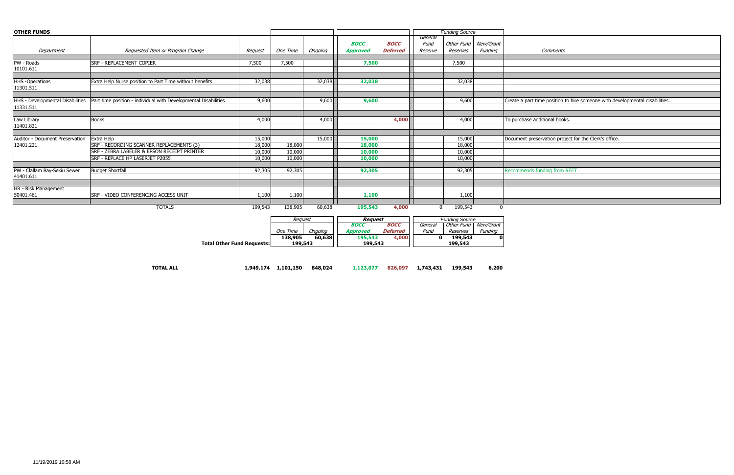## OTHER FUNDS

| Department | Requested Item or Program Change | Request | One Time | Ongoing | BOCC Approved | BOCC Deferred | General Fund Reserve | Other Fund Reserves | New/Grant Funding | Comments |
|---|---|---|---|---|---|---|---|---|---|---|
| PW - Roads | SRF - REPLACEMENT COPIER | 7,500 | 7,500 | | 7,500 | | | 7,500 | | |
| 10101.611 | | | | | | | | | | |
| HHS -Operations | Extra Help Nurse position to Part Time without benefits | 32,038 | | 32,038 | 32,038 | | | 32,038 | | |
| 11301.511 | | | | | | | | | | |
| HHS - Developmental Disabilities | Part time position - individual with Developmental Disabilities | 9,600 | | 9,600 | 9,600 | | | 9,600 | | Create a part time position to hire someone with developmental disabilities. |
| 11331.511 | | | | | | | | | | |
| Law Library | Books | 4,000 | | 4,000 | | 4,000 | | 4,000 | | To purchase additional books. |
| 11401.821 | | | | | | | | | | |
| Auditor - Document Preservation | Extra Help | 15,000 | | 15,000 | 15,000 | | | 15,000 | | Document preservation project for the Clerk's office. |
| 12401.221 | SRF - RECORDING SCANNER REPLACEMENTS (3) | 18,000 | 18,000 | | 18,000 | | | 18,000 | | |
| | SRF - ZEBRA LABELER & EPSON RECEIPT PRINTER | 10,000 | 10,000 | | 10,000 | | | 10,000 | | |
| | SRF - REPLACE HP LASERJET P2055 | 10,000 | 10,000 | | 10,000 | | | 10,000 | | |
| PW - Clallam Bay-Sekiu Sewer | Budget Shortfall | 92,305 | 92,305 | | 92,305 | | | 92,305 | | Recommends funding from REET |
| 41401.611 | | | | | | | | | | |
| HR - Risk Management | | | | | | | | | | |
| 50401.461 | SRF - VIDEO CONFERENCING ACCESS UNIT | 1,100 | 1,100 | | 1,100 | | | 1,100 | | |
| | TOTALS | 199,543 | 138,905 | 60,638 | 195,543 | 4,000 | 0 | 199,543 | 0 | |

| | Request | | Request | | Funding Source | | |
|---|---|---|---|---|---|---|---|
| | One Time | Ongoing | BOCC Approved | BOCC Deferred | General Fund | Other Fund Reserves | New/Grant Funding |
| **Total Other Fund Requests:** | 138,905 | 60,638 | 195,543 | 4,000 | 0 | 199,543 | 0 |
| | 199,543 | | 199,543 | | | 199,543 | |

| | Request | One Time | Ongoing | BOCC Approved | BOCC Deferred | General Fund Reserve | Other Fund Reserves | New/Grant Funding |
|---|---|---|---|---|---|---|---|---|
| **TOTAL ALL** | 1,949,174 | 1,101,150 | 848,024 | 1,123,077 | 826,097 | 1,743,431 | 199,543 | 6,200 |

11/19/2019 10:58 AM